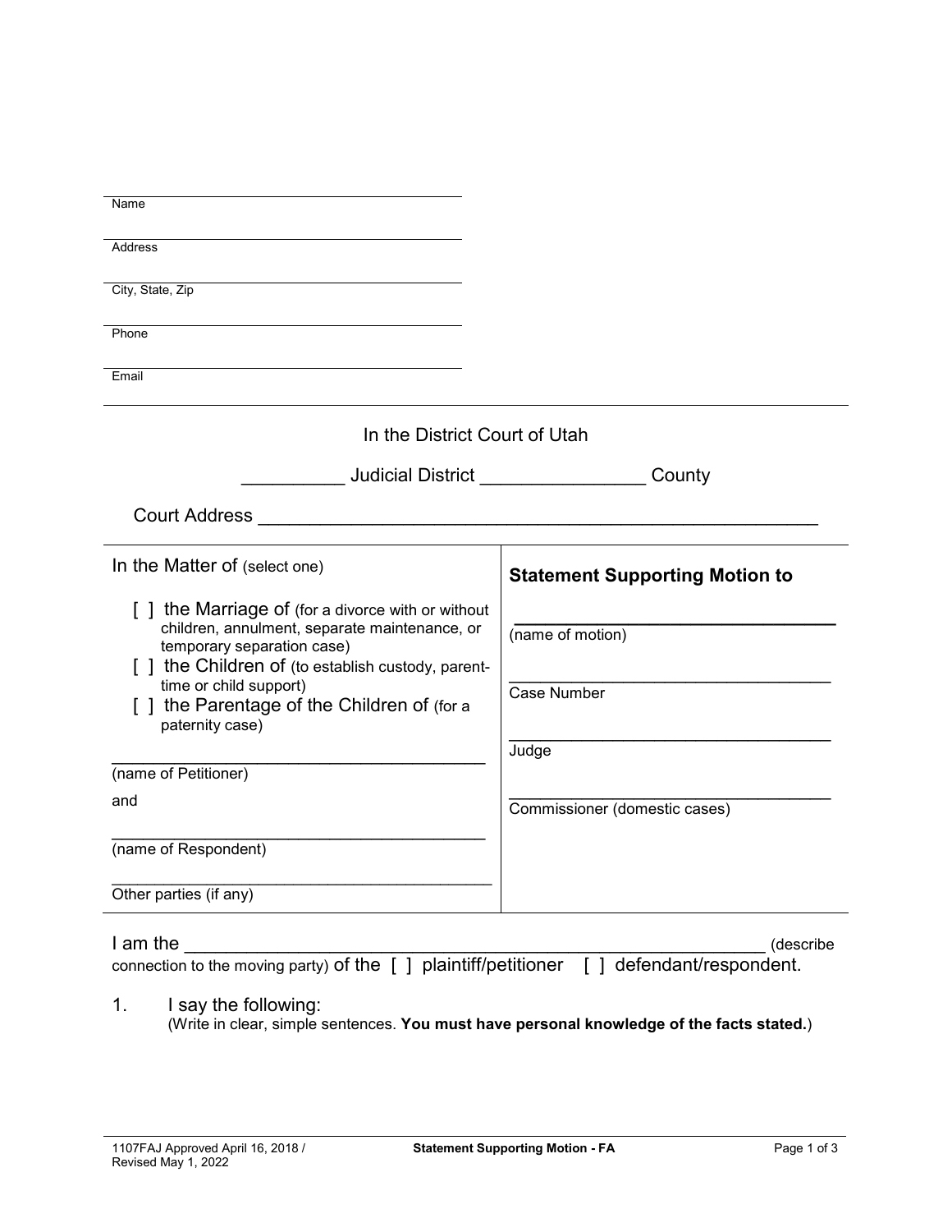Name

Address

City, State, Zip

Phone

Email

In the District Court of Utah

__________ Judicial District ________________ County

Court Address ______________________________________________________

| In the Matter of (select one) | **Statement Supporting Motion to** |
|---|---|
| [ ] the Marriage of (for a divorce with or without children, annulment, separate maintenance, or temporary separation case) | ________________________________ (name of motion) |
| [ ] the Children of (to establish custody, parent-time or child support) | ________________________________ Case Number |
| [ ] the Parentage of the Children of (for a paternity case) | ________________________________ Judge |
| ____________________________________ (name of Petitioner) | ________________________________ Commissioner (domestic cases) |
| and | |
| ____________________________________ (name of Respondent) | |
| ____________________________________ Other parties (if any) | |

I am the ________________________________________________________ (describe connection to the moving party) of the [ ] plaintiff/petitioner [ ] defendant/respondent.

1. I say the following:
   (Write in clear, simple sentences. **You must have personal knowledge of the facts stated.**)

1107FAJ Approved April 16, 2018 / Revised May 1, 2022 — **Statement Supporting Motion - FA**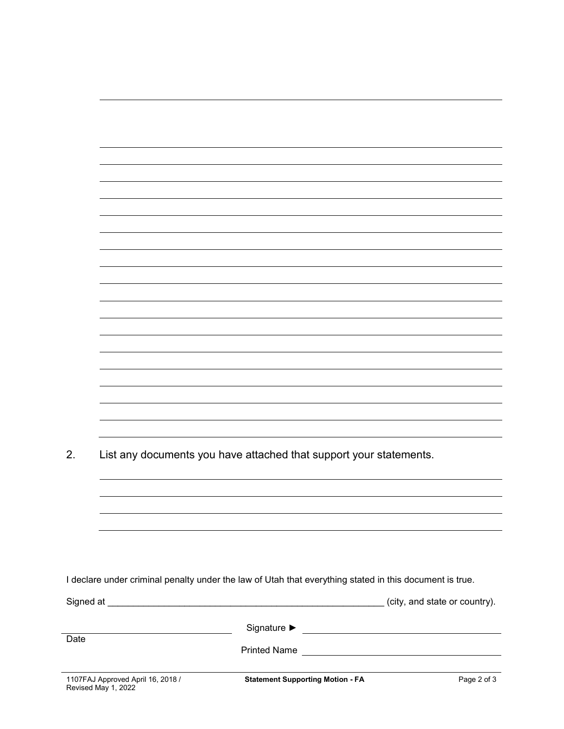2. List any documents you have attached that support your statements.

I declare under criminal penalty under the law of Utah that everything stated in this document is true.

Signed at ______________________________________________________ (city, and state or country).

Date ______________________

Signature ► ______________________

Printed Name ______________________

1107FAJ Approved April 16, 2018 / Revised May 1, 2022

**Statement Supporting Motion - FA**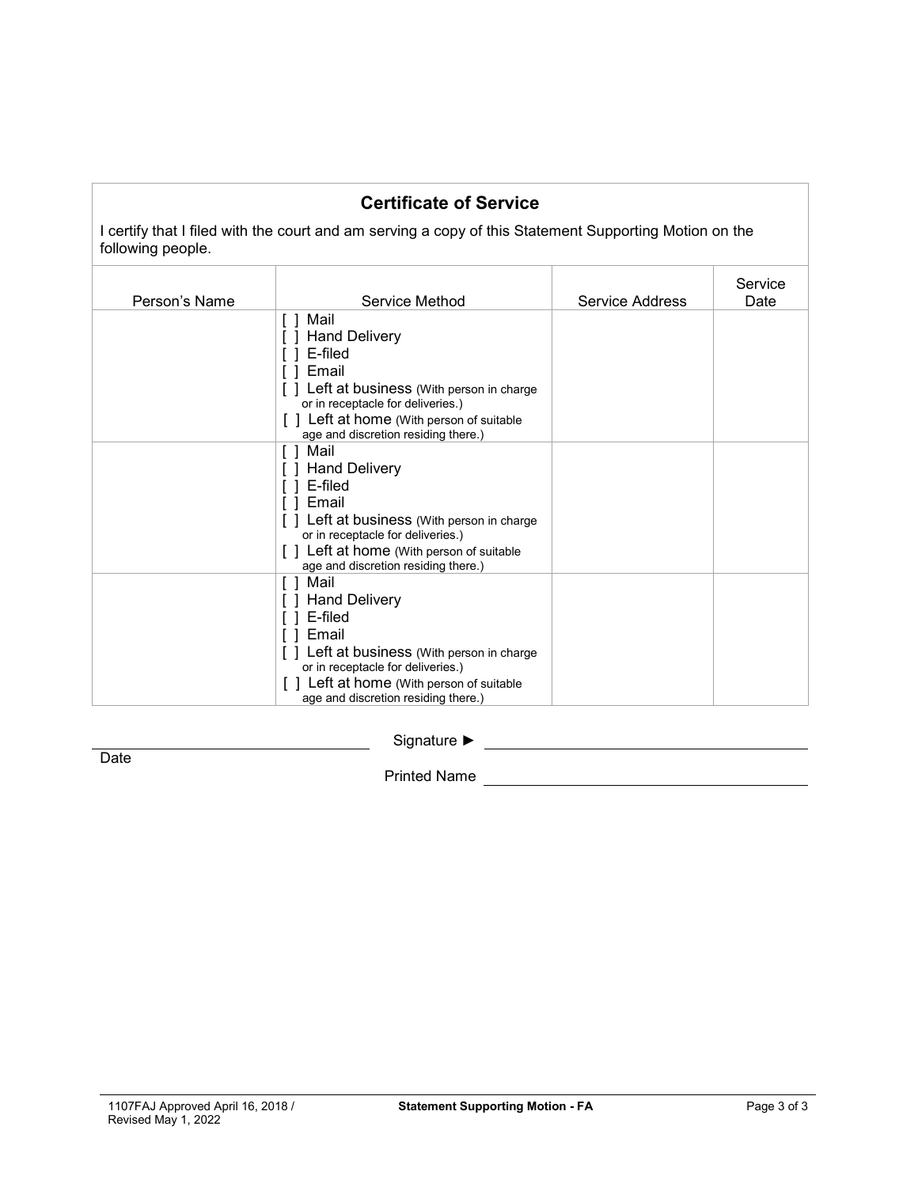## Certificate of Service

I certify that I filed with the court and am serving a copy of this Statement Supporting Motion on the following people.

| Person's Name | Service Method | Service Address | Service Date |
|---|---|---|---|
| | [ ] Mail<br>[ ] Hand Delivery<br>[ ] E-filed<br>[ ] Email<br>[ ] Left at business (With person in charge or in receptacle for deliveries.)<br>[ ] Left at home (With person of suitable age and discretion residing there.) | | |
| | [ ] Mail<br>[ ] Hand Delivery<br>[ ] E-filed<br>[ ] Email<br>[ ] Left at business (With person in charge or in receptacle for deliveries.)<br>[ ] Left at home (With person of suitable age and discretion residing there.) | | |
| | [ ] Mail<br>[ ] Hand Delivery<br>[ ] E-filed<br>[ ] Email<br>[ ] Left at business (With person in charge or in receptacle for deliveries.)<br>[ ] Left at home (With person of suitable age and discretion residing there.) | | |

______________________________
Date

Signature ► ______________________________

Printed Name ______________________________

1107FAJ Approved April 16, 2018 / Revised May 1, 2022 — **Statement Supporting Motion - FA**